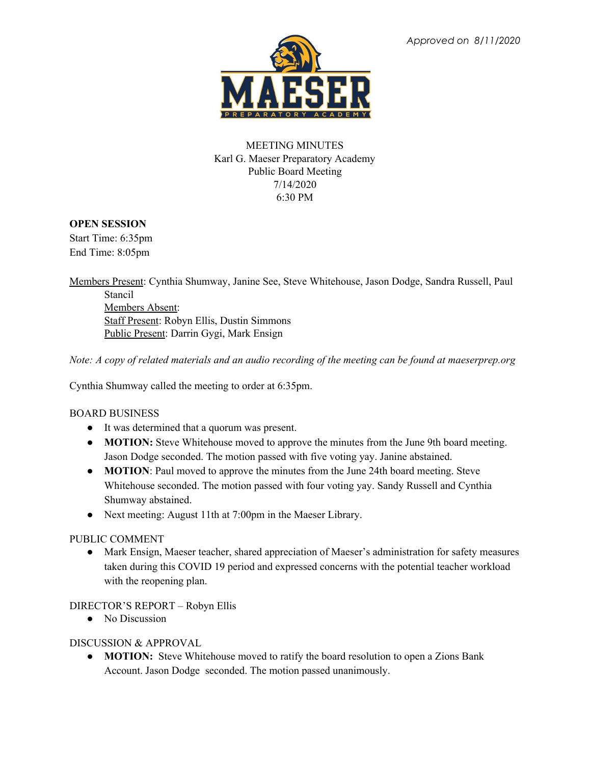*Approved on 8/11/2020*

MEETING MINUTES
Karl G. Maeser Preparatory Academy
Public Board Meeting
7/14/2020
6:30 PM

**OPEN SESSION**
Start Time: 6:35pm
End Time: 8:05pm

Members Present: Cynthia Shumway, Janine See, Steve Whitehouse, Jason Dodge, Sandra Russell, Paul Stancil
Members Absent:
Staff Present: Robyn Ellis, Dustin Simmons
Public Present: Darrin Gygi, Mark Ensign

*Note: A copy of related materials and an audio recording of the meeting can be found at maeserprep.org*

Cynthia Shumway called the meeting to order at 6:35pm.

BOARD BUSINESS

- It was determined that a quorum was present.
- **MOTION:** Steve Whitehouse moved to approve the minutes from the June 9th board meeting. Jason Dodge seconded. The motion passed with five voting yay. Janine abstained.
- **MOTION**: Paul moved to approve the minutes from the June 24th board meeting. Steve Whitehouse seconded. The motion passed with four voting yay. Sandy Russell and Cynthia Shumway abstained.
- Next meeting: August 11th at 7:00pm in the Maeser Library.

PUBLIC COMMENT

- Mark Ensign, Maeser teacher, shared appreciation of Maeser's administration for safety measures taken during this COVID 19 period and expressed concerns with the potential teacher workload with the reopening plan.

DIRECTOR'S REPORT – Robyn Ellis

- No Discussion

DISCUSSION & APPROVAL

- **MOTION:** Steve Whitehouse moved to ratify the board resolution to open a Zions Bank Account. Jason Dodge seconded. The motion passed unanimously.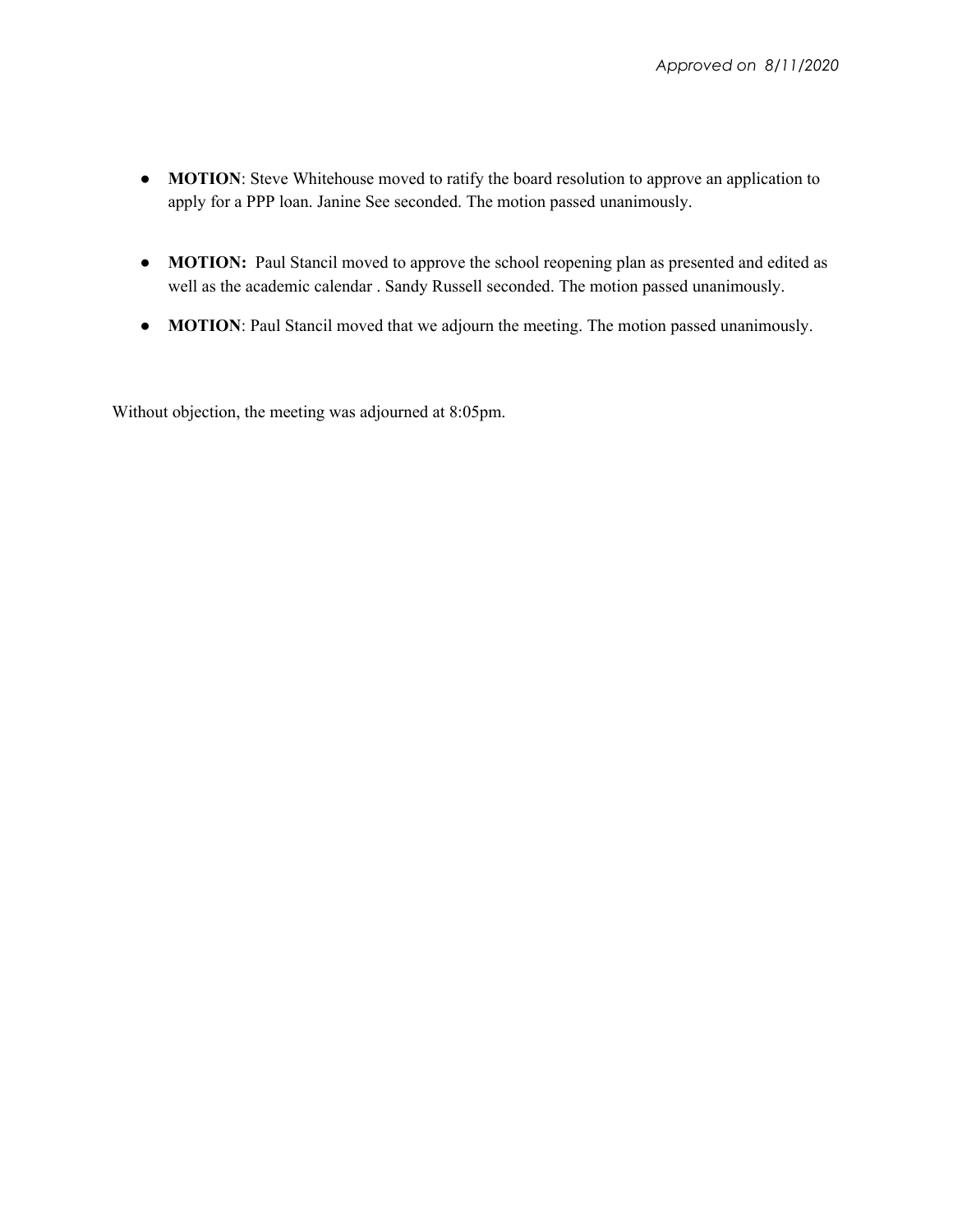- **MOTION**: Steve Whitehouse moved to ratify the board resolution to approve an application to apply for a PPP loan. Janine See seconded. The motion passed unanimously.

- **MOTION:** Paul Stancil moved to approve the school reopening plan as presented and edited as well as the academic calendar . Sandy Russell seconded. The motion passed unanimously.

- **MOTION**: Paul Stancil moved that we adjourn the meeting. The motion passed unanimously.

Without objection, the meeting was adjourned at 8:05pm.